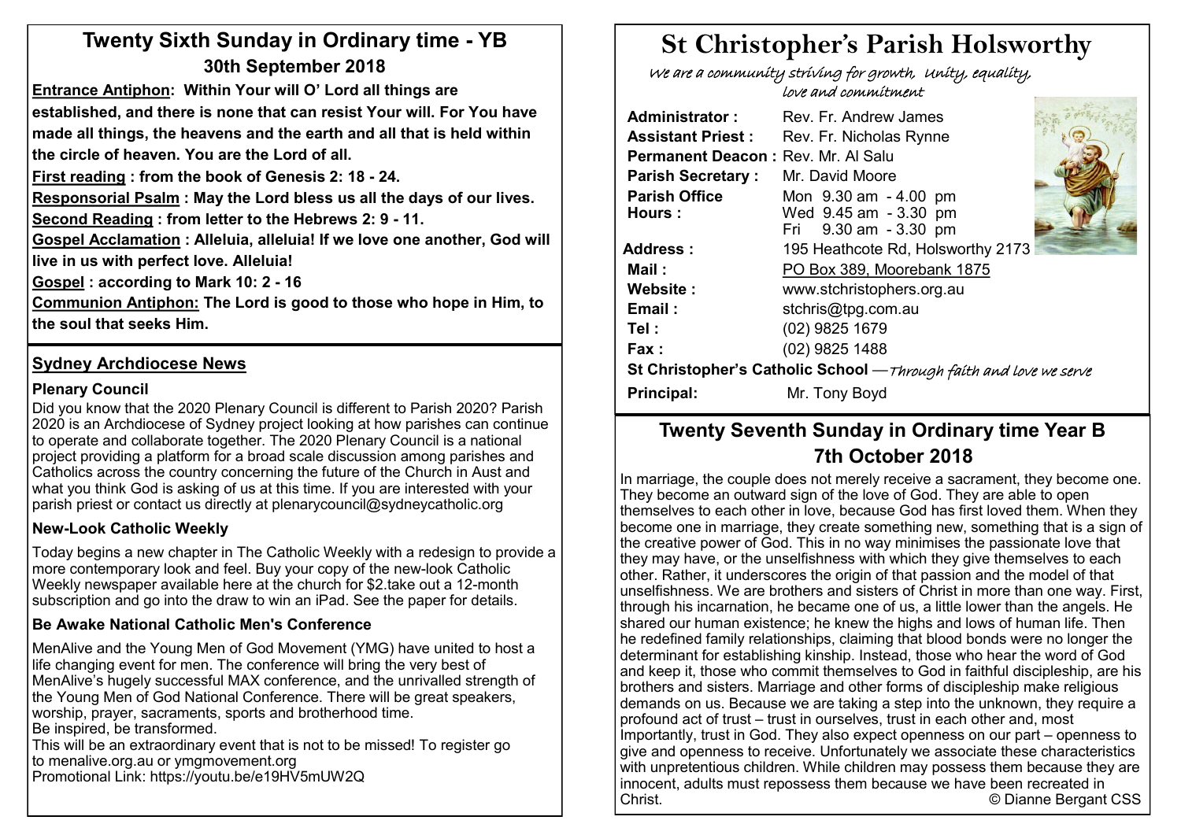## Twenty Sixth Sunday in Ordinary time - YB

### 30th September 2018

**Entrance Antiphon: Within Your will O' Lord all things are established, and there is none that can resist Your will. For You have made all things, the heavens and the earth and all that is held within the circle of heaven. You are the Lord of all.**

**First reading : from the book of Genesis 2: 18 - 24.**

**Responsorial Psalm : May the Lord bless us all the days of our lives.**

**Second Reading : from letter to the Hebrews 2: 9 - 11.**

**Gospel Acclamation : Alleluia, alleluia! If we love one another, God will live in us with perfect love. Alleluia!**

**Gospel : according to Mark 10: 2 - 16**

**Communion Antiphon: The Lord is good to those who hope in Him, to the soul that seeks Him.**

## Sydney Archdiocese News

### Plenary Council

Did you know that the 2020 Plenary Council is different to Parish 2020? Parish 2020 is an Archdiocese of Sydney project looking at how parishes can continue to operate and collaborate together. The 2020 Plenary Council is a national project providing a platform for a broad scale discussion among parishes and Catholics across the country concerning the future of the Church in Aust and what you think God is asking of us at this time. If you are interested with your parish priest or contact us directly at plenarycouncil@sydneycatholic.org

### New-Look Catholic Weekly

Today begins a new chapter in The Catholic Weekly with a redesign to provide a more contemporary look and feel. Buy your copy of the new-look Catholic Weekly newspaper available here at the church for $2.take out a 12-month subscription and go into the draw to win an iPad. See the paper for details.

### Be Awake National Catholic Men's Conference

MenAlive and the Young Men of God Movement (YMG) have united to host a life changing event for men. The conference will bring the very best of MenAlive's hugely successful MAX conference, and the unrivalled strength of the Young Men of God National Conference. There will be great speakers, worship, prayer, sacraments, sports and brotherhood time.
Be inspired, be transformed.
This will be an extraordinary event that is not to be missed! To register go to menalive.org.au or ymgmovement.org
Promotional Link: https://youtu.be/e19HV5mUW2Q

# St Christopher's Parish Holsworthy

*We are a community striving for growth, Unity, equality, love and commitment*

**Administrator :** Rev. Fr. Andrew James
**Assistant Priest :** Rev. Fr. Nicholas Rynne
**Permanent Deacon :** Rev. Mr. Al Salu
**Parish Secretary :** Mr. David Moore
**Parish Office Hours :** Mon 9.30 am - 4.00 pm; Wed 9.45 am - 3.30 pm; Fri 9.30 am - 3.30 pm
**Address :** 195 Heathcote Rd, Holsworthy 2173
**Mail :** PO Box 389, Moorebank 1875
**Website :** www.stchristophers.org.au
**Email :** stchris@tpg.com.au
**Tel :** (02) 9825 1679
**Fax :** (02) 9825 1488

**St Christopher's Catholic School** —*Through faith and love we serve*
**Principal:** Mr. Tony Boyd

## Twenty Seventh Sunday in Ordinary time Year B

### 7th October 2018

In marriage, the couple does not merely receive a sacrament, they become one. They become an outward sign of the love of God. They are able to open themselves to each other in love, because God has first loved them. When they become one in marriage, they create something new, something that is a sign of the creative power of God. This in no way minimises the passionate love that they may have, or the unselfishness with which they give themselves to each other. Rather, it underscores the origin of that passion and the model of that unselfishness. We are brothers and sisters of Christ in more than one way. First, through his incarnation, he became one of us, a little lower than the angels. He shared our human existence; he knew the highs and lows of human life. Then he redefined family relationships, claiming that blood bonds were no longer the determinant for establishing kinship. Instead, those who hear the word of God and keep it, those who commit themselves to God in faithful discipleship, are his brothers and sisters. Marriage and other forms of discipleship make religious demands on us. Because we are taking a step into the unknown, they require a profound act of trust – trust in ourselves, trust in each other and, most Importantly, trust in God. They also expect openness on our part – openness to give and openness to receive. Unfortunately we associate these characteristics with unpretentious children. While children may possess them because they are innocent, adults must repossess them because we have been recreated in Christ.

© Dianne Bergant CSS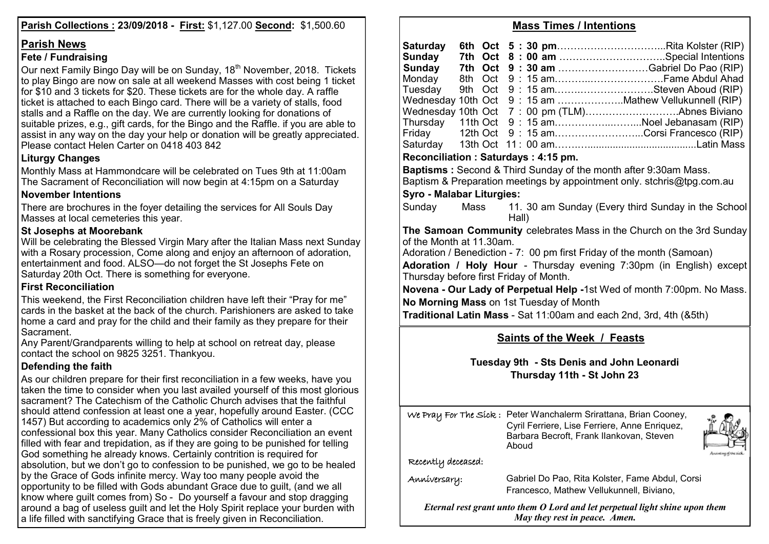**Parish Collections : 23/09/2018 - First:** $1,127.00 **Second:** $1,500.60

## Parish News

### Fete / Fundraising

Our next Family Bingo Day will be on Sunday, 18th November, 2018. Tickets to play Bingo are now on sale at all weekend Masses with cost being 1 ticket for $10 and 3 tickets for $20. These tickets are for the whole day. A raffle ticket is attached to each Bingo card. There will be a variety of stalls, food stalls and a Raffle on the day. We are currently looking for donations of suitable prizes, e.g., gift cards, for the Bingo and the Raffle. if you are able to assist in any way on the day your help or donation will be greatly appreciated. Please contact Helen Carter on 0418 403 842

### Liturgy Changes

Monthly Mass at Hammondcare will be celebrated on Tues 9th at 11:00am
The Sacrament of Reconciliation will now begin at 4:15pm on a Saturday

### November Intentions

There are brochures in the foyer detailing the services for All Souls Day Masses at local cemeteries this year.

### St Josephs at Moorebank

Will be celebrating the Blessed Virgin Mary after the Italian Mass next Sunday with a Rosary procession, Come along and enjoy an afternoon of adoration, entertainment and food. ALSO—do not forget the St Josephs Fete on Saturday 20th Oct. There is something for everyone.

### First Reconciliation

This weekend, the First Reconciliation children have left their "Pray for me" cards in the basket at the back of the church. Parishioners are asked to take home a card and pray for the child and their family as they prepare for their Sacrament.
Any Parent/Grandparents willing to help at school on retreat day, please contact the school on 9825 3251. Thankyou.

### Defending the faith

As our children prepare for their first reconciliation in a few weeks, have you taken the time to consider when you last availed yourself of this most glorious sacrament? The Catechism of the Catholic Church advises that the faithful should attend confession at least one a year, hopefully around Easter. (CCC 1457) But according to academics only 2% of Catholics will enter a confessional box this year. Many Catholics consider Reconciliation an event filled with fear and trepidation, as if they are going to be punished for telling God something he already knows. Certainly contrition is required for absolution, but we don't go to confession to be punished, we go to be healed by the Grace of Gods infinite mercy. Way too many people avoid the opportunity to be filled with Gods abundant Grace due to guilt, (and we all know where guilt comes from) So - Do yourself a favour and stop dragging around a bag of useless guilt and let the Holy Spirit replace your burden with a life filled with sanctifying Grace that is freely given in Reconciliation.

## Mass Times / Intentions

| | | | |
|---|---|---|---|
| **Saturday** | **6th Oct** | **5 : 30 pm** | Rita Kolster (RIP) |
| **Sunday** | **7th Oct** | **8 : 00 am** | Special Intentions |
| **Sunday** | **7th Oct** | **9 : 30 am** | Gabriel Do Pao (RIP) |
| Monday | 8th Oct | 9 : 15 am | Fame Abdul Ahad |
| Tuesday | 9th Oct | 9 : 15 am | Steven Aboud (RIP) |
| Wednesday | 10th Oct | 9 : 15 am | Mathew Vellukunnell (RIP) |
| Wednesday | 10th Oct | 7 : 00 pm (TLM) | Abnes Biviano |
| Thursday | 11th Oct | 9 : 15 am | Noel Jebanasam (RIP) |
| Friday | 12th Oct | 9 : 15 am | Corsi Francesco (RIP) |
| Saturday | 13th Oct | 11 : 00 am | Latin Mass |

**Reconciliation : Saturdays : 4:15 pm.**

**Baptisms :** Second & Third Sunday of the month after 9:30am Mass.
Baptism & Preparation meetings by appointment only. stchris@tpg.com.au

**Syro - Malabar Liturgies:**

Sunday Mass 11. 30 am Sunday (Every third Sunday in the School Hall)

**The Samoan Community** celebrates Mass in the Church on the 3rd Sunday of the Month at 11.30am.
Adoration / Benediction - 7: 00 pm first Friday of the month (Samoan)

**Adoration / Holy Hour** - Thursday evening 7:30pm (in English) except Thursday before first Friday of Month.

**Novena - Our Lady of Perpetual Help -**1st Wed of month 7:00pm. No Mass.

**No Morning Mass** on 1st Tuesday of Month

**Traditional Latin Mass** - Sat 11:00am and each 2nd, 3rd, 4th (&5th)

## Saints of the Week / Feasts

**Tuesday 9th - Sts Denis and John Leonardi**
**Thursday 11th - St John 23**

We Pray For The Sick : Peter Wanchalerm Srirattana, Brian Cooney, Cyril Ferriere, Lise Ferriere, Anne Enriquez, Barbara Becroft, Frank Ilankovan, Steven Aboud

Anointing of the sick

Recently deceased:

Anniversary: Gabriel Do Pao, Rita Kolster, Fame Abdul, Corsi Francesco, Mathew Vellukunnell, Biviano,

***Eternal rest grant unto them O Lord and let perpetual light shine upon them May they rest in peace. Amen.***